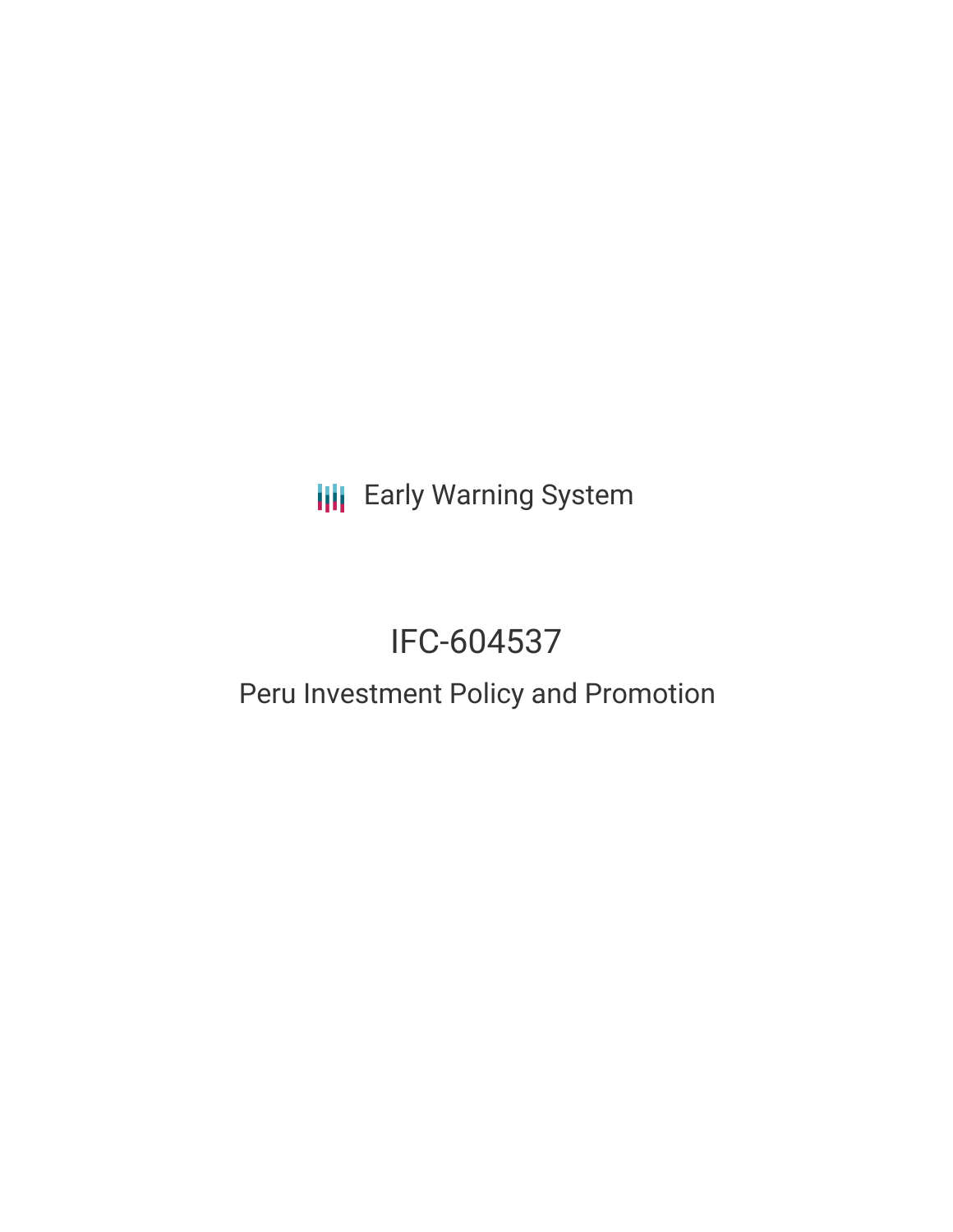Early Warning System

# IFC-604537

## Peru Investment Policy and Promotion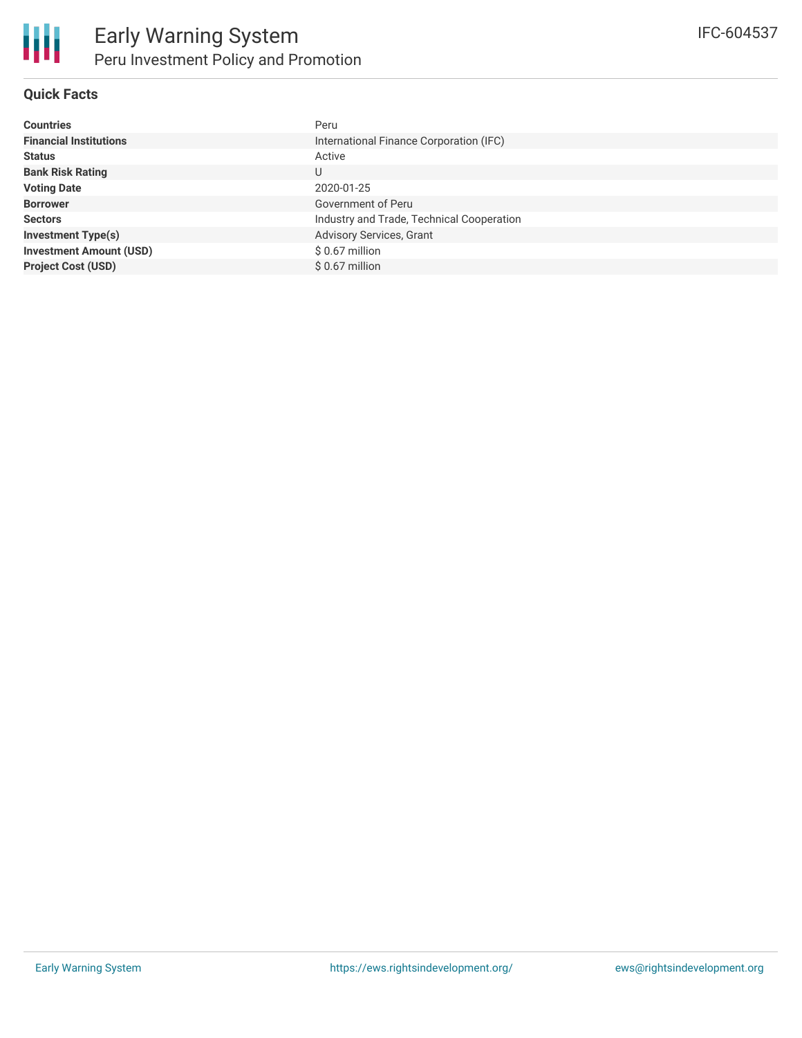# Early Warning System

## Peru Investment Policy and Promotion

IFC-604537

### Quick Facts

| | |
|---|---|
| **Countries** | Peru |
| **Financial Institutions** | International Finance Corporation (IFC) |
| **Status** | Active |
| **Bank Risk Rating** | U |
| **Voting Date** | 2020-01-25 |
| **Borrower** | Government of Peru |
| **Sectors** | Industry and Trade, Technical Cooperation |
| **Investment Type(s)** | Advisory Services, Grant |
| **Investment Amount (USD)** | $ 0.67 million |
| **Project Cost (USD)** | $ 0.67 million |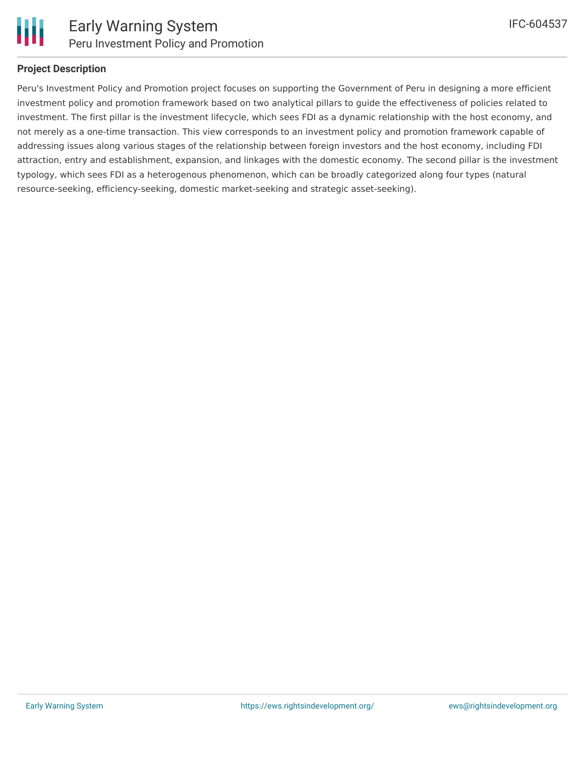## Project Description

Peru's Investment Policy and Promotion project focuses on supporting the Government of Peru in designing a more efficient investment policy and promotion framework based on two analytical pillars to guide the effectiveness of policies related to investment. The first pillar is the investment lifecycle, which sees FDI as a dynamic relationship with the host economy, and not merely as a one-time transaction. This view corresponds to an investment policy and promotion framework capable of addressing issues along various stages of the relationship between foreign investors and the host economy, including FDI attraction, entry and establishment, expansion, and linkages with the domestic economy. The second pillar is the investment typology, which sees FDI as a heterogenous phenomenon, which can be broadly categorized along four types (natural resource-seeking, efficiency-seeking, domestic market-seeking and strategic asset-seeking).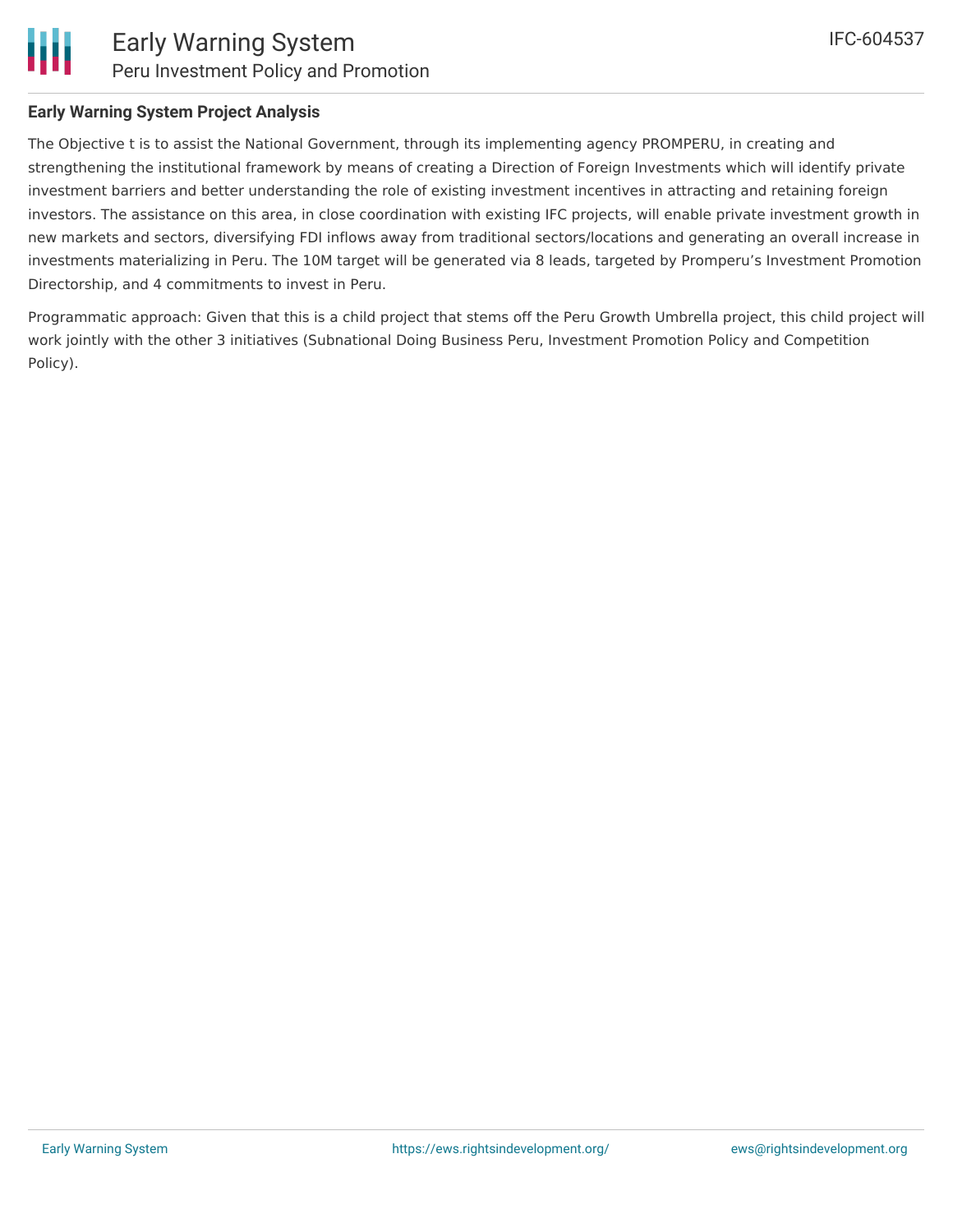## Early Warning System Project Analysis

The Objective t is to assist the National Government, through its implementing agency PROMPERU, in creating and strengthening the institutional framework by means of creating a Direction of Foreign Investments which will identify private investment barriers and better understanding the role of existing investment incentives in attracting and retaining foreign investors. The assistance on this area, in close coordination with existing IFC projects, will enable private investment growth in new markets and sectors, diversifying FDI inflows away from traditional sectors/locations and generating an overall increase in investments materializing in Peru. The 10M target will be generated via 8 leads, targeted by Promperu's Investment Promotion Directorship, and 4 commitments to invest in Peru.

Programmatic approach: Given that this is a child project that stems off the Peru Growth Umbrella project, this child project will work jointly with the other 3 initiatives (Subnational Doing Business Peru, Investment Promotion Policy and Competition Policy).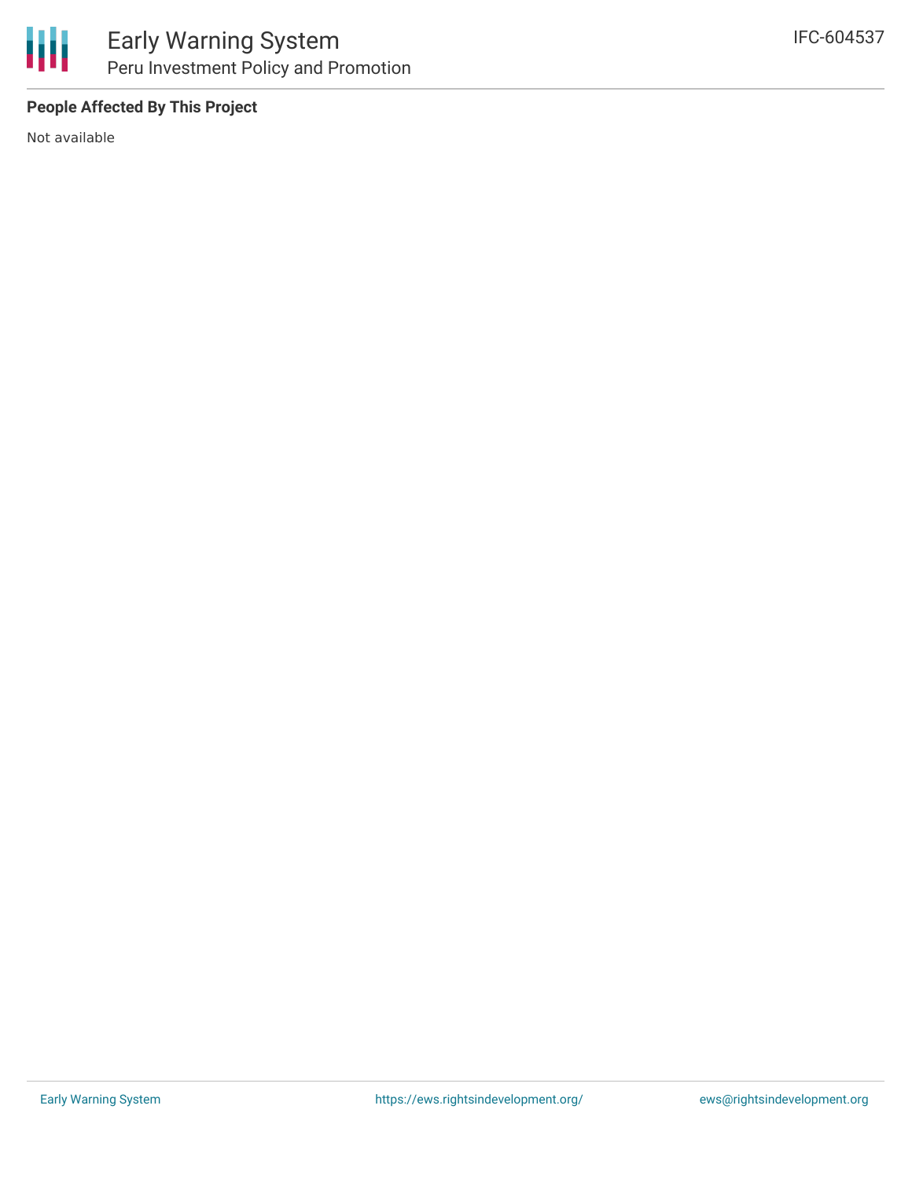**People Affected By This Project**

Not available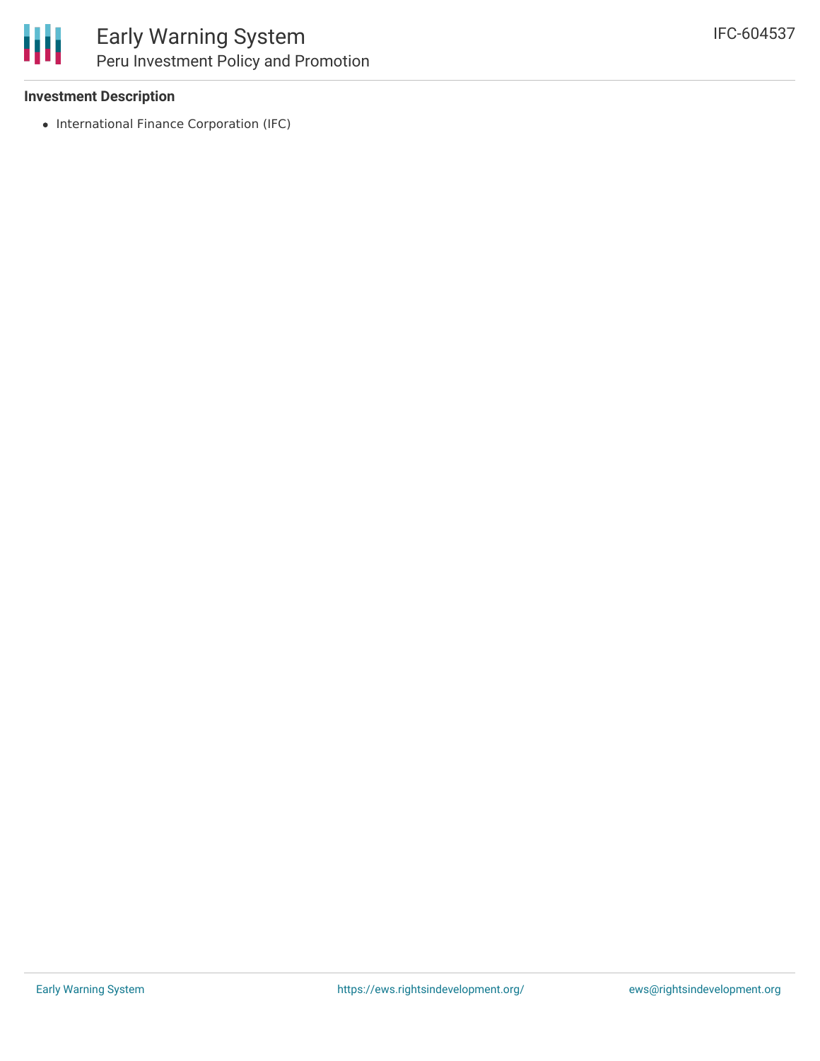### Investment Description

- International Finance Corporation (IFC)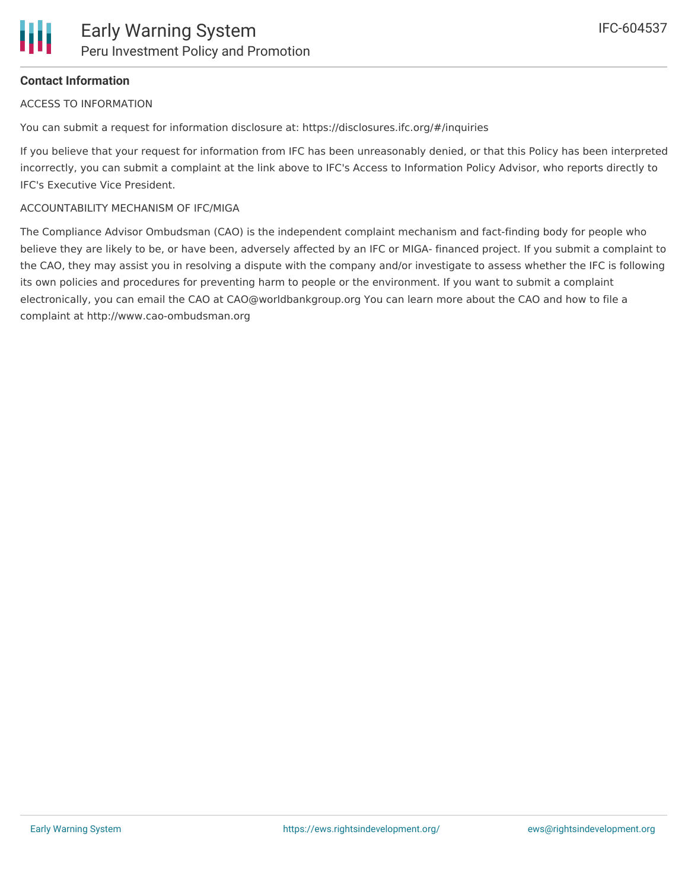**Contact Information**

ACCESS TO INFORMATION

You can submit a request for information disclosure at: https://disclosures.ifc.org/#/inquiries

If you believe that your request for information from IFC has been unreasonably denied, or that this Policy has been interpreted incorrectly, you can submit a complaint at the link above to IFC's Access to Information Policy Advisor, who reports directly to IFC's Executive Vice President.

ACCOUNTABILITY MECHANISM OF IFC/MIGA

The Compliance Advisor Ombudsman (CAO) is the independent complaint mechanism and fact-finding body for people who believe they are likely to be, or have been, adversely affected by an IFC or MIGA- financed project. If you submit a complaint to the CAO, they may assist you in resolving a dispute with the company and/or investigate to assess whether the IFC is following its own policies and procedures for preventing harm to people or the environment. If you want to submit a complaint electronically, you can email the CAO at CAO@worldbankgroup.org You can learn more about the CAO and how to file a complaint at http://www.cao-ombudsman.org